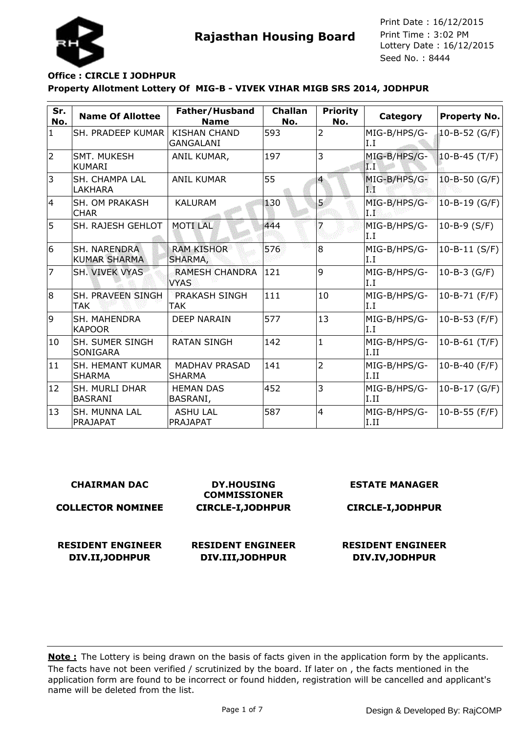# Rajasthan Housing Board

Print Date : 16/12/2015
Print Time : 3:02 PM
Lottery Date : 16/12/2015
Seed No. : 8444

**Office : CIRCLE I JODHPUR**

**Property Allotment Lottery Of MIG-B - VIVEK VIHAR MIGB SRS 2014, JODHPUR**

| Sr. No. | Name Of Allottee | Father/Husband Name | Challan No. | Priority No. | Category | Property No. |
|---|---|---|---|---|---|---|
| 1 | SH. PRADEEP KUMAR | KISHAN CHAND GANGALANI | 593 | 2 | MIG-B/HPS/G-I.I | 10-B-52 (G/F) |
| 2 | SMT. MUKESH KUMARI | ANIL KUMAR, | 197 | 3 | MIG-B/HPS/G-I.I | 10-B-45 (T/F) |
| 3 | SH. CHAMPA LAL LAKHARA | ANIL KUMAR | 55 | 4 | MIG-B/HPS/G-I.I | 10-B-50 (G/F) |
| 4 | SH. OM PRAKASH CHAR | KALURAM | 130 | 5 | MIG-B/HPS/G-I.I | 10-B-19 (G/F) |
| 5 | SH. RAJESH GEHLOT | MOTI LAL | 444 | 7 | MIG-B/HPS/G-I.I | 10-B-9 (S/F) |
| 6 | SH. NARENDRA KUMAR SHARMA | RAM KISHOR SHARMA, | 576 | 8 | MIG-B/HPS/G-I.I | 10-B-11 (S/F) |
| 7 | SH. VIVEK VYAS | RAMESH CHANDRA VYAS | 121 | 9 | MIG-B/HPS/G-I.I | 10-B-3 (G/F) |
| 8 | SH. PRAVEEN SINGH TAK | PRAKASH SINGH TAK | 111 | 10 | MIG-B/HPS/G-I.I | 10-B-71 (F/F) |
| 9 | SH. MAHENDRA KAPOOR | DEEP NARAIN | 577 | 13 | MIG-B/HPS/G-I.I | 10-B-53 (F/F) |
| 10 | SH. SUMER SINGH SONIGARA | RATAN SINGH | 142 | 1 | MIG-B/HPS/G-I.II | 10-B-61 (T/F) |
| 11 | SH. HEMANT KUMAR SHARMA | MADHAV PRASAD SHARMA | 141 | 2 | MIG-B/HPS/G-I.II | 10-B-40 (F/F) |
| 12 | SH. MURLI DHAR BASRANI | HEMAN DAS BASRANI, | 452 | 3 | MIG-B/HPS/G-I.II | 10-B-17 (G/F) |
| 13 | SH. MUNNA LAL PRAJAPAT | ASHU LAL PRAJAPAT | 587 | 4 | MIG-B/HPS/G-I.II | 10-B-55 (F/F) |

**CHAIRMAN DAC**

**COLLECTOR NOMINEE**

**DY.HOUSING COMMISSIONER CIRCLE-I,JODHPUR**

**ESTATE MANAGER CIRCLE-I,JODHPUR**

**RESIDENT ENGINEER DIV.II,JODHPUR**

**RESIDENT ENGINEER DIV.III,JODHPUR**

**RESIDENT ENGINEER DIV.IV,JODHPUR**

**Note :** The Lottery is being drawn on the basis of facts given in the application form by the applicants. The facts have not been verified / scrutinized by the board. If later on , the facts mentioned in the application form are found to be incorrect or found hidden, registration will be cancelled and applicant's name will be deleted from the list.

Design & Developed By: RajCOMP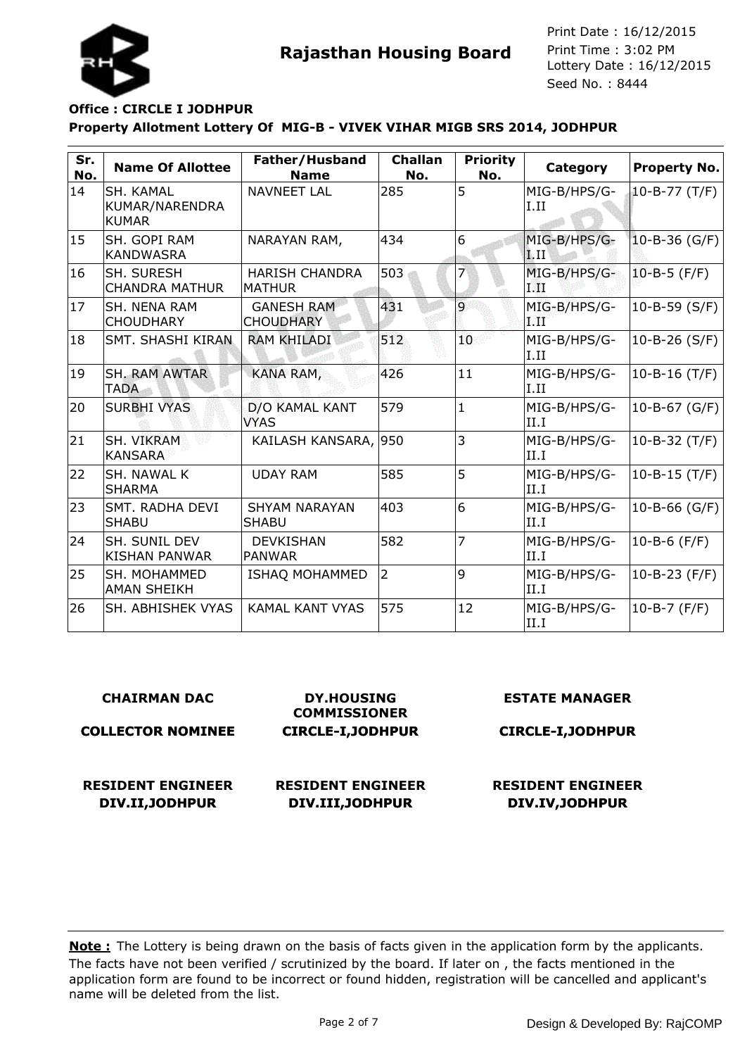**Rajasthan Housing Board**

Print Date : 16/12/2015
Print Time : 3:02 PM
Lottery Date : 16/12/2015
Seed No. : 8444

**Office : CIRCLE I JODHPUR**

**Property Allotment Lottery Of MIG-B - VIVEK VIHAR MIGB SRS 2014, JODHPUR**

| Sr. No. | Name Of Allottee | Father/Husband Name | Challan No. | Priority No. | Category | Property No. |
|---|---|---|---|---|---|---|
| 14 | SH. KAMAL KUMAR/NARENDRA KUMAR | NAVNEET LAL | 285 | 5 | MIG-B/HPS/G-I.II | 10-B-77 (T/F) |
| 15 | SH. GOPI RAM KANDWASRA | NARAYAN RAM, | 434 | 6 | MIG-B/HPS/G-I.II | 10-B-36 (G/F) |
| 16 | SH. SURESH CHANDRA MATHUR | HARISH CHANDRA MATHUR | 503 | 7 | MIG-B/HPS/G-I.II | 10-B-5 (F/F) |
| 17 | SH. NENA RAM CHOUDHARY | GANESH RAM CHOUDHARY | 431 | 9 | MIG-B/HPS/G-I.II | 10-B-59 (S/F) |
| 18 | SMT. SHASHI KIRAN | RAM KHILADI | 512 | 10 | MIG-B/HPS/G-I.II | 10-B-26 (S/F) |
| 19 | SH. RAM AWTAR TADA | KANA RAM, | 426 | 11 | MIG-B/HPS/G-I.II | 10-B-16 (T/F) |
| 20 | SURBHI VYAS | D/O KAMAL KANT VYAS | 579 | 1 | MIG-B/HPS/G-II.I | 10-B-67 (G/F) |
| 21 | SH. VIKRAM KANSARA | KAILASH KANSARA, | 950 | 3 | MIG-B/HPS/G-II.I | 10-B-32 (T/F) |
| 22 | SH. NAWAL K SHARMA | UDAY RAM | 585 | 5 | MIG-B/HPS/G-II.I | 10-B-15 (T/F) |
| 23 | SMT. RADHA DEVI SHABU | SHYAM NARAYAN SHABU | 403 | 6 | MIG-B/HPS/G-II.I | 10-B-66 (G/F) |
| 24 | SH. SUNIL DEV KISHAN PANWAR | DEVKISHAN PANWAR | 582 | 7 | MIG-B/HPS/G-II.I | 10-B-6 (F/F) |
| 25 | SH. MOHAMMED AMAN SHEIKH | ISHAQ MOHAMMED | 2 | 9 | MIG-B/HPS/G-II.I | 10-B-23 (F/F) |
| 26 | SH. ABHISHEK VYAS | KAMAL KANT VYAS | 575 | 12 | MIG-B/HPS/G-II.I | 10-B-7 (F/F) |

**CHAIRMAN DAC**

**COLLECTOR NOMINEE**

**DY.HOUSING COMMISSIONER CIRCLE-I,JODHPUR**

**ESTATE MANAGER CIRCLE-I,JODHPUR**

**RESIDENT ENGINEER DIV.II,JODHPUR**

**RESIDENT ENGINEER DIV.III,JODHPUR**

**RESIDENT ENGINEER DIV.IV,JODHPUR**

**Note :** The Lottery is being drawn on the basis of facts given in the application form by the applicants. The facts have not been verified / scrutinized by the board. If later on , the facts mentioned in the application form are found to be incorrect or found hidden, registration will be cancelled and applicant's name will be deleted from the list.

Design & Developed By: RajCOMP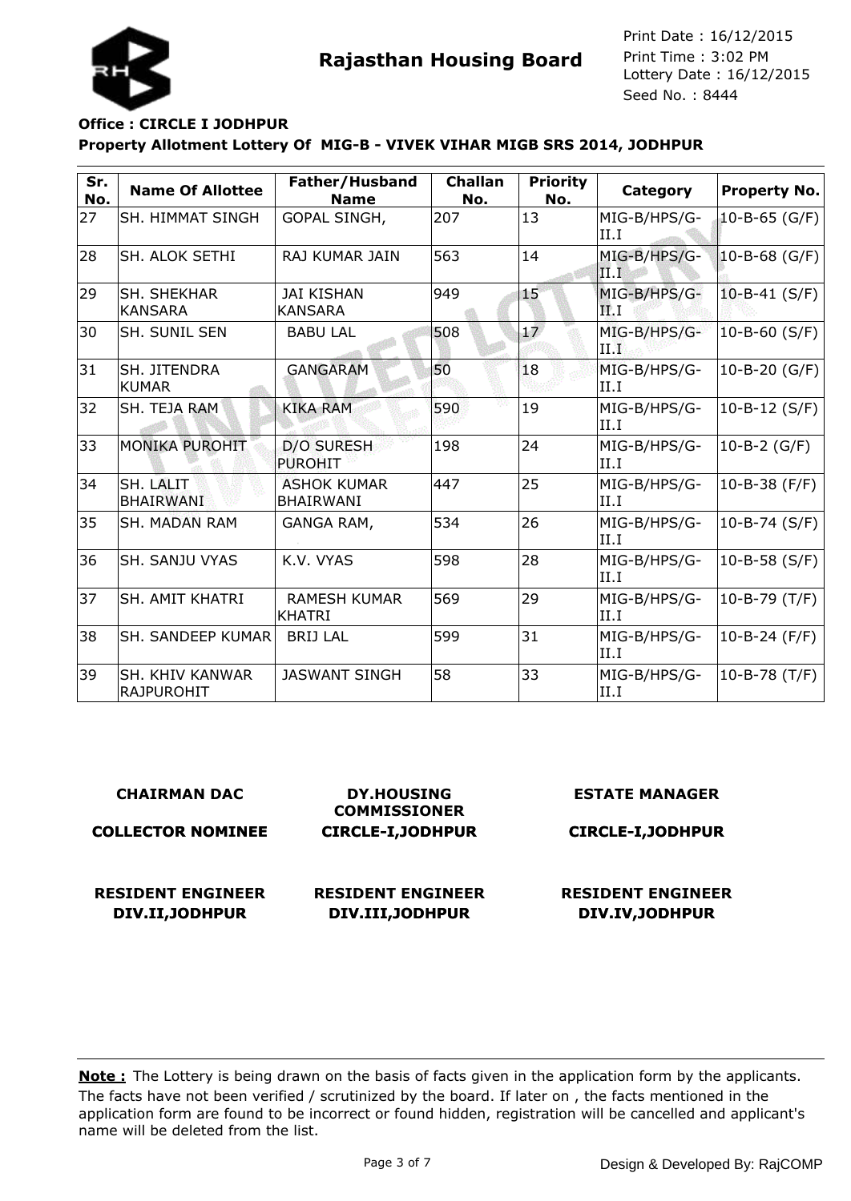# Rajasthan Housing Board

Print Date : 16/12/2015
Print Time : 3:02 PM
Lottery Date : 16/12/2015
Seed No. : 8444

**Office : CIRCLE I JODHPUR**

**Property Allotment Lottery Of MIG-B - VIVEK VIHAR MIGB SRS 2014, JODHPUR**

| Sr. No. | Name Of Allottee | Father/Husband Name | Challan No. | Priority No. | Category | Property No. |
|---|---|---|---|---|---|---|
| 27 | SH. HIMMAT SINGH | GOPAL SINGH, | 207 | 13 | MIG-B/HPS/G-II.I | 10-B-65 (G/F) |
| 28 | SH. ALOK SETHI | RAJ KUMAR JAIN | 563 | 14 | MIG-B/HPS/G-II.I | 10-B-68 (G/F) |
| 29 | SH. SHEKHAR KANSARA | JAI KISHAN KANSARA | 949 | 15 | MIG-B/HPS/G-II.I | 10-B-41 (S/F) |
| 30 | SH. SUNIL SEN | BABU LAL | 508 | 17 | MIG-B/HPS/G-II.I | 10-B-60 (S/F) |
| 31 | SH. JITENDRA KUMAR | GANGARAM | 50 | 18 | MIG-B/HPS/G-II.I | 10-B-20 (G/F) |
| 32 | SH. TEJA RAM | KIKA RAM | 590 | 19 | MIG-B/HPS/G-II.I | 10-B-12 (S/F) |
| 33 | MONIKA PUROHIT | D/O SURESH PUROHIT | 198 | 24 | MIG-B/HPS/G-II.I | 10-B-2 (G/F) |
| 34 | SH. LALIT BHAIRWANI | ASHOK KUMAR BHAIRWANI | 447 | 25 | MIG-B/HPS/G-II.I | 10-B-38 (F/F) |
| 35 | SH. MADAN RAM | GANGA RAM, | 534 | 26 | MIG-B/HPS/G-II.I | 10-B-74 (S/F) |
| 36 | SH. SANJU VYAS | K.V. VYAS | 598 | 28 | MIG-B/HPS/G-II.I | 10-B-58 (S/F) |
| 37 | SH. AMIT KHATRI | RAMESH KUMAR KHATRI | 569 | 29 | MIG-B/HPS/G-II.I | 10-B-79 (T/F) |
| 38 | SH. SANDEEP KUMAR | BRIJ LAL | 599 | 31 | MIG-B/HPS/G-II.I | 10-B-24 (F/F) |
| 39 | SH. KHIV KANWAR RAJPUROHIT | JASWANT SINGH | 58 | 33 | MIG-B/HPS/G-II.I | 10-B-78 (T/F) |

**CHAIRMAN DAC**

**COLLECTOR NOMINEE**

**DY.HOUSING COMMISSIONER CIRCLE-I,JODHPUR**

**ESTATE MANAGER CIRCLE-I,JODHPUR**

**RESIDENT ENGINEER DIV.II,JODHPUR**

**RESIDENT ENGINEER DIV.III,JODHPUR**

**RESIDENT ENGINEER DIV.IV,JODHPUR**

**Note :** The Lottery is being drawn on the basis of facts given in the application form by the applicants. The facts have not been verified / scrutinized by the board. If later on , the facts mentioned in the application form are found to be incorrect or found hidden, registration will be cancelled and applicant's name will be deleted from the list.

Design & Developed By: RajCOMP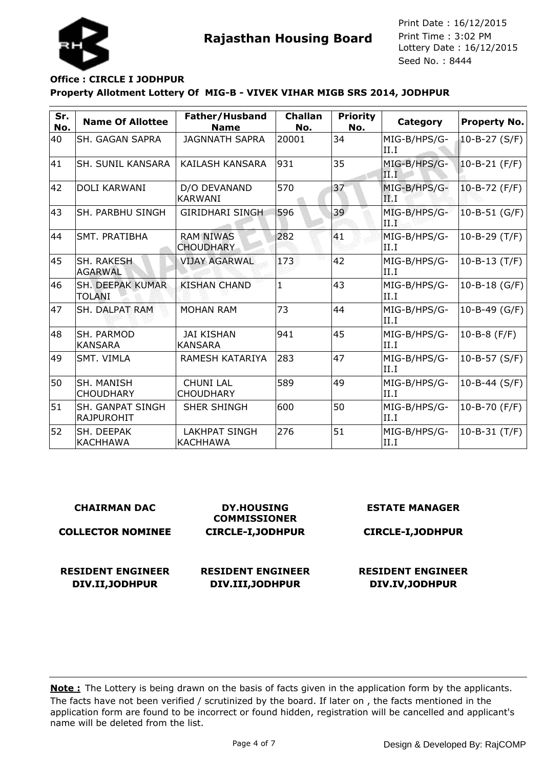**Rajasthan Housing Board**

Print Date : 16/12/2015
Print Time : 3:02 PM
Lottery Date : 16/12/2015
Seed No. : 8444

**Office : CIRCLE I JODHPUR**

**Property Allotment Lottery Of MIG-B - VIVEK VIHAR MIGB SRS 2014, JODHPUR**

| Sr. No. | Name Of Allottee | Father/Husband Name | Challan No. | Priority No. | Category | Property No. |
|---|---|---|---|---|---|---|
| 40 | SH. GAGAN SAPRA | JAGNNATH SAPRA | 20001 | 34 | MIG-B/HPS/G-II.I | 10-B-27 (S/F) |
| 41 | SH. SUNIL KANSARA | KAILASH KANSARA | 931 | 35 | MIG-B/HPS/G-II.I | 10-B-21 (F/F) |
| 42 | DOLI KARWANI | D/O DEVANAND KARWANI | 570 | 37 | MIG-B/HPS/G-II.I | 10-B-72 (F/F) |
| 43 | SH. PARBHU SINGH | GIRIDHARI SINGH | 596 | 39 | MIG-B/HPS/G-II.I | 10-B-51 (G/F) |
| 44 | SMT. PRATIBHA | RAM NIWAS CHOUDHARY | 282 | 41 | MIG-B/HPS/G-II.I | 10-B-29 (T/F) |
| 45 | SH. RAKESH AGARWAL | VIJAY AGARWAL | 173 | 42 | MIG-B/HPS/G-II.I | 10-B-13 (T/F) |
| 46 | SH. DEEPAK KUMAR TOLANI | KISHAN CHAND | 1 | 43 | MIG-B/HPS/G-II.I | 10-B-18 (G/F) |
| 47 | SH. DALPAT RAM | MOHAN RAM | 73 | 44 | MIG-B/HPS/G-II.I | 10-B-49 (G/F) |
| 48 | SH. PARMOD KANSARA | JAI KISHAN KANSARA | 941 | 45 | MIG-B/HPS/G-II.I | 10-B-8 (F/F) |
| 49 | SMT. VIMLA | RAMESH KATARIYA | 283 | 47 | MIG-B/HPS/G-II.I | 10-B-57 (S/F) |
| 50 | SH. MANISH CHOUDHARY | CHUNI LAL CHOUDHARY | 589 | 49 | MIG-B/HPS/G-II.I | 10-B-44 (S/F) |
| 51 | SH. GANPAT SINGH RAJPUROHIT | SHER SHINGH | 600 | 50 | MIG-B/HPS/G-II.I | 10-B-70 (F/F) |
| 52 | SH. DEEPAK KACHHAWA | LAKHPAT SINGH KACHHAWA | 276 | 51 | MIG-B/HPS/G-II.I | 10-B-31 (T/F) |

**CHAIRMAN DAC**

**COLLECTOR NOMINEE**

**DY.HOUSING COMMISSIONER CIRCLE-I,JODHPUR**

**ESTATE MANAGER CIRCLE-I,JODHPUR**

**RESIDENT ENGINEER DIV.II,JODHPUR**

**RESIDENT ENGINEER DIV.III,JODHPUR**

**RESIDENT ENGINEER DIV.IV,JODHPUR**

**Note :** The Lottery is being drawn on the basis of facts given in the application form by the applicants. The facts have not been verified / scrutinized by the board. If later on , the facts mentioned in the application form are found to be incorrect or found hidden, registration will be cancelled and applicant's name will be deleted from the list.

Design & Developed By: RajCOMP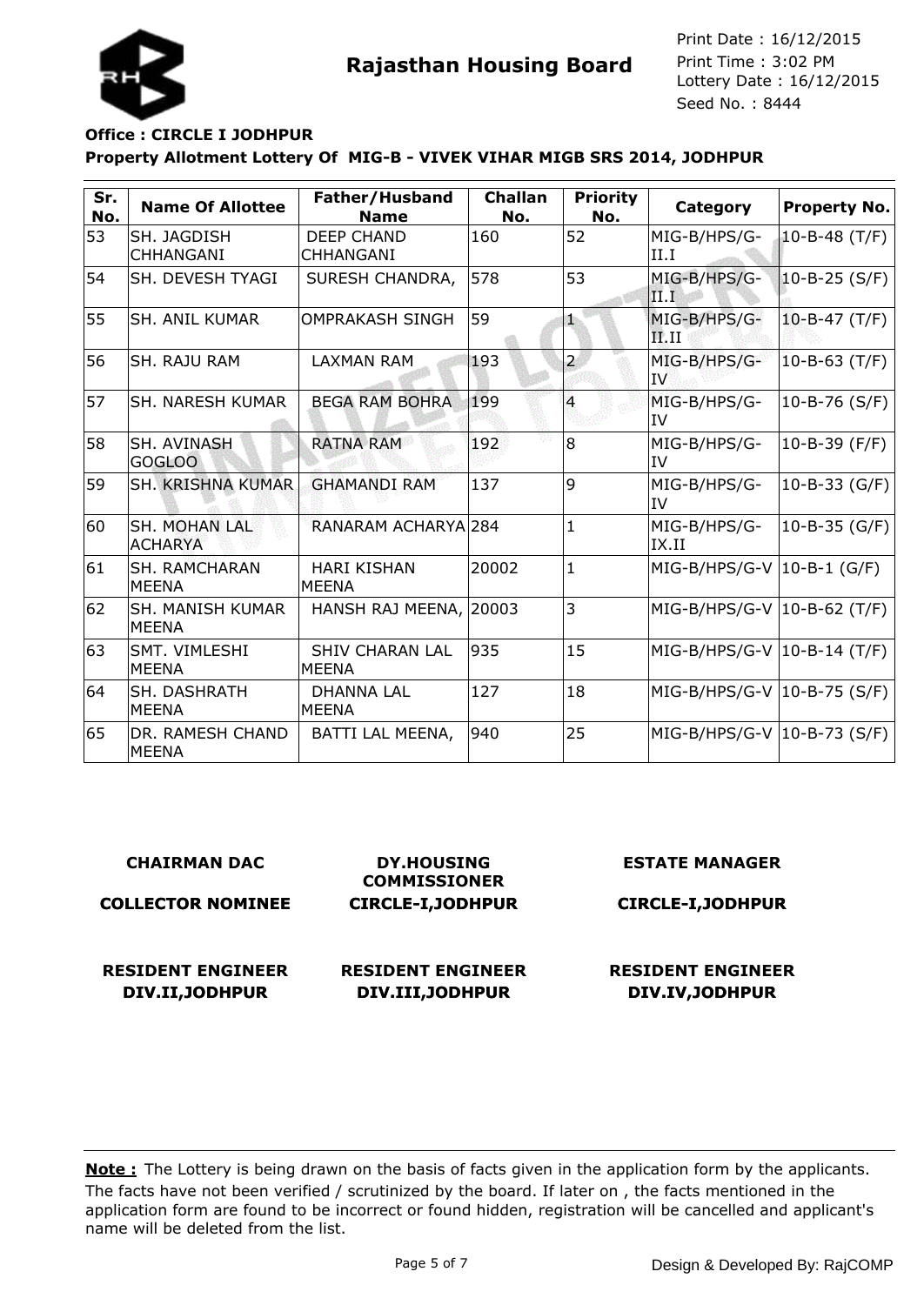**Rajasthan Housing Board**

Print Date : 16/12/2015
Print Time : 3:02 PM
Lottery Date : 16/12/2015
Seed No. : 8444

**Office : CIRCLE I JODHPUR**

**Property Allotment Lottery Of MIG-B - VIVEK VIHAR MIGB SRS 2014, JODHPUR**

| Sr. No. | Name Of Allottee | Father/Husband Name | Challan No. | Priority No. | Category | Property No. |
|---|---|---|---|---|---|---|
| 53 | SH. JAGDISH CHHANGANI | DEEP CHAND CHHANGANI | 160 | 52 | MIG-B/HPS/G-II.I | 10-B-48 (T/F) |
| 54 | SH. DEVESH TYAGI | SURESH CHANDRA, | 578 | 53 | MIG-B/HPS/G-II.I | 10-B-25 (S/F) |
| 55 | SH. ANIL KUMAR | OMPRAKASH SINGH | 59 | 1 | MIG-B/HPS/G-II.II | 10-B-47 (T/F) |
| 56 | SH. RAJU RAM | LAXMAN RAM | 193 | 2 | MIG-B/HPS/G-IV | 10-B-63 (T/F) |
| 57 | SH. NARESH KUMAR | BEGA RAM BOHRA | 199 | 4 | MIG-B/HPS/G-IV | 10-B-76 (S/F) |
| 58 | SH. AVINASH GOGLOO | RATNA RAM | 192 | 8 | MIG-B/HPS/G-IV | 10-B-39 (F/F) |
| 59 | SH. KRISHNA KUMAR | GHAMANDI RAM | 137 | 9 | MIG-B/HPS/G-IV | 10-B-33 (G/F) |
| 60 | SH. MOHAN LAL ACHARYA | RANARAM ACHARYA | 284 | 1 | MIG-B/HPS/G-IX.II | 10-B-35 (G/F) |
| 61 | SH. RAMCHARAN MEENA | HARI KISHAN MEENA | 20002 | 1 | MIG-B/HPS/G-V | 10-B-1 (G/F) |
| 62 | SH. MANISH KUMAR MEENA | HANSH RAJ MEENA, | 20003 | 3 | MIG-B/HPS/G-V | 10-B-62 (T/F) |
| 63 | SMT. VIMLESHI MEENA | SHIV CHARAN LAL MEENA | 935 | 15 | MIG-B/HPS/G-V | 10-B-14 (T/F) |
| 64 | SH. DASHRATH MEENA | DHANNA LAL MEENA | 127 | 18 | MIG-B/HPS/G-V | 10-B-75 (S/F) |
| 65 | DR. RAMESH CHAND MEENA | BATTI LAL MEENA, | 940 | 25 | MIG-B/HPS/G-V | 10-B-73 (S/F) |

| | | |
|---|---|---|
| **CHAIRMAN DAC** | **DY.HOUSING COMMISSIONER** | **ESTATE MANAGER** |
| **COLLECTOR NOMINEE** | **CIRCLE-I,JODHPUR** | **CIRCLE-I,JODHPUR** |
| **RESIDENT ENGINEER DIV.II,JODHPUR** | **RESIDENT ENGINEER DIV.III,JODHPUR** | **RESIDENT ENGINEER DIV.IV,JODHPUR** |

**Note :** The Lottery is being drawn on the basis of facts given in the application form by the applicants. The facts have not been verified / scrutinized by the board. If later on , the facts mentioned in the application form are found to be incorrect or found hidden, registration will be cancelled and applicant's name will be deleted from the list.

Design & Developed By: RajCOMP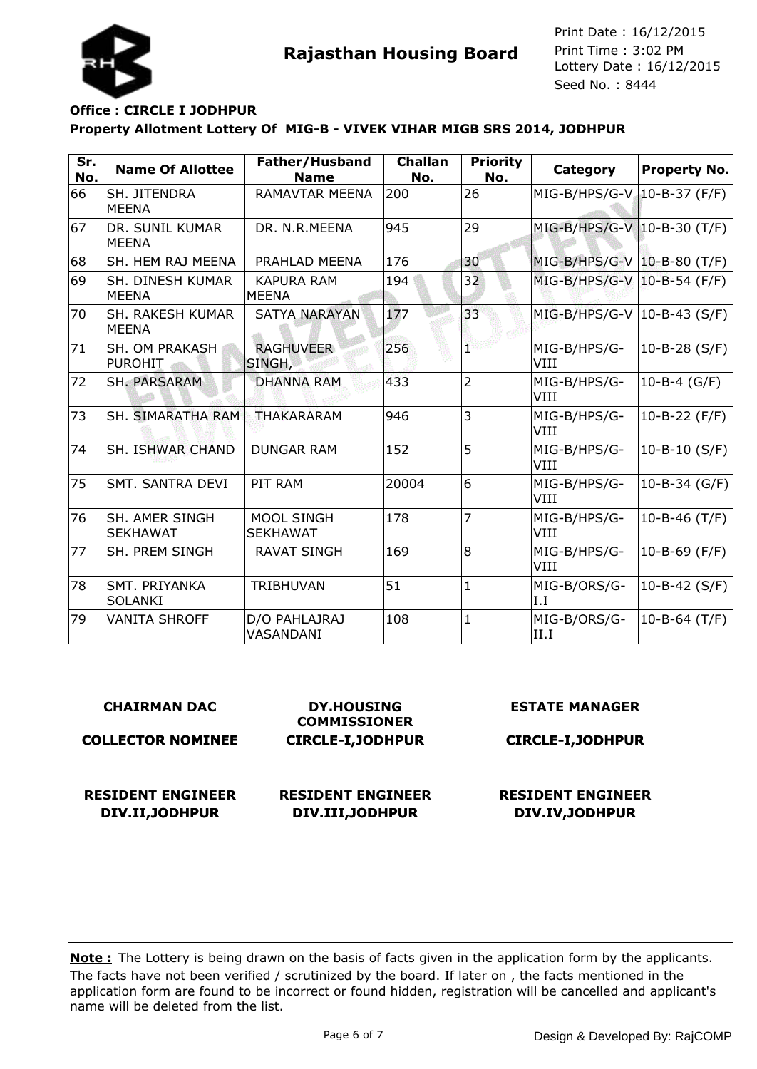# Rajasthan Housing Board

Print Date : 16/12/2015
Print Time : 3:02 PM
Lottery Date : 16/12/2015
Seed No. : 8444

**Office : CIRCLE I JODHPUR**

**Property Allotment Lottery Of MIG-B - VIVEK VIHAR MIGB SRS 2014, JODHPUR**

| Sr. No. | Name Of Allottee | Father/Husband Name | Challan No. | Priority No. | Category | Property No. |
|---|---|---|---|---|---|---|
| 66 | SH. JITENDRA MEENA | RAMAVTAR MEENA | 200 | 26 | MIG-B/HPS/G-V | 10-B-37 (F/F) |
| 67 | DR. SUNIL KUMAR MEENA | DR. N.R.MEENA | 945 | 29 | MIG-B/HPS/G-V | 10-B-30 (T/F) |
| 68 | SH. HEM RAJ MEENA | PRAHLAD MEENA | 176 | 30 | MIG-B/HPS/G-V | 10-B-80 (T/F) |
| 69 | SH. DINESH KUMAR MEENA | KAPURA RAM MEENA | 194 | 32 | MIG-B/HPS/G-V | 10-B-54 (F/F) |
| 70 | SH. RAKESH KUMAR MEENA | SATYA NARAYAN | 177 | 33 | MIG-B/HPS/G-V | 10-B-43 (S/F) |
| 71 | SH. OM PRAKASH PUROHIT | RAGHUVEER SINGH, | 256 | 1 | MIG-B/HPS/G-VIII | 10-B-28 (S/F) |
| 72 | SH. PARSARAM | DHANNA RAM | 433 | 2 | MIG-B/HPS/G-VIII | 10-B-4 (G/F) |
| 73 | SH. SIMARATHA RAM | THAKARARAM | 946 | 3 | MIG-B/HPS/G-VIII | 10-B-22 (F/F) |
| 74 | SH. ISHWAR CHAND | DUNGAR RAM | 152 | 5 | MIG-B/HPS/G-VIII | 10-B-10 (S/F) |
| 75 | SMT. SANTRA DEVI | PIT RAM | 20004 | 6 | MIG-B/HPS/G-VIII | 10-B-34 (G/F) |
| 76 | SH. AMER SINGH SEKHAWAT | MOOL SINGH SEKHAWAT | 178 | 7 | MIG-B/HPS/G-VIII | 10-B-46 (T/F) |
| 77 | SH. PREM SINGH | RAVAT SINGH | 169 | 8 | MIG-B/HPS/G-VIII | 10-B-69 (F/F) |
| 78 | SMT. PRIYANKA SOLANKI | TRIBHUVAN | 51 | 1 | MIG-B/ORS/G-I.I | 10-B-42 (S/F) |
| 79 | VANITA SHROFF | D/O PAHLAJRAJ VASANDANI | 108 | 1 | MIG-B/ORS/G-II.I | 10-B-64 (T/F) |

**CHAIRMAN DAC**
**COLLECTOR NOMINEE**

**DY.HOUSING COMMISSIONER**
**CIRCLE-I,JODHPUR**

**ESTATE MANAGER**
**CIRCLE-I,JODHPUR**

**RESIDENT ENGINEER**
**DIV.II,JODHPUR**

**RESIDENT ENGINEER**
**DIV.III,JODHPUR**

**RESIDENT ENGINEER**
**DIV.IV,JODHPUR**

**Note :** The Lottery is being drawn on the basis of facts given in the application form by the applicants. The facts have not been verified / scrutinized by the board. If later on , the facts mentioned in the application form are found to be incorrect or found hidden, registration will be cancelled and applicant's name will be deleted from the list.

Design & Developed By: RajCOMP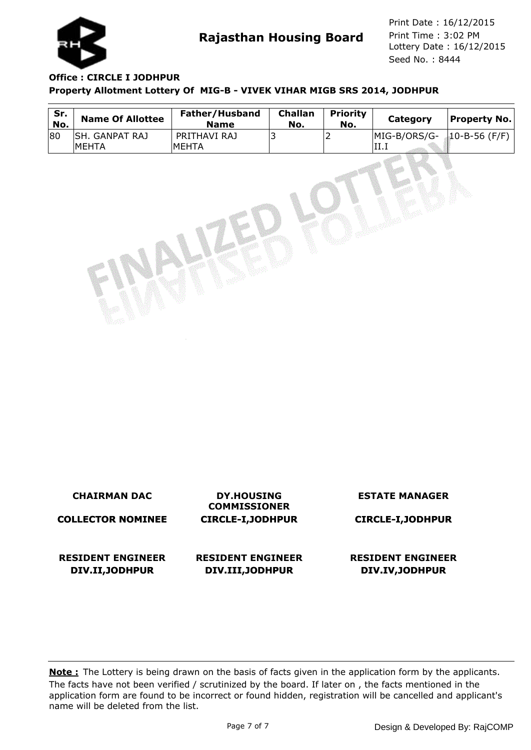Rajasthan Housing Board

Print Date : 16/12/2015
Print Time : 3:02 PM
Lottery Date : 16/12/2015
Seed No. : 8444

**Office : CIRCLE I JODHPUR**

**Property Allotment Lottery Of MIG-B - VIVEK VIHAR MIGB SRS 2014, JODHPUR**

| Sr. No. | Name Of Allottee | Father/Husband Name | Challan No. | Priority No. | Category | Property No. |
|---|---|---|---|---|---|---|
| 80 | SH. GANPAT RAJ MEHTA | PRITHAVI RAJ MEHTA | 3 | 2 | MIG-B/ORS/G-II.I | 10-B-56 (F/F) |

FINALIZED LOTTERY

| | | |
|---|---|---|
| **CHAIRMAN DAC** | **DY.HOUSING COMMISSIONER** | **ESTATE MANAGER** |
| **COLLECTOR NOMINEE** | **CIRCLE-I,JODHPUR** | **CIRCLE-I,JODHPUR** |
| **RESIDENT ENGINEER DIV.II,JODHPUR** | **RESIDENT ENGINEER DIV.III,JODHPUR** | **RESIDENT ENGINEER DIV.IV,JODHPUR** |

**Note :** The Lottery is being drawn on the basis of facts given in the application form by the applicants. The facts have not been verified / scrutinized by the board. If later on , the facts mentioned in the application form are found to be incorrect or found hidden, registration will be cancelled and applicant's name will be deleted from the list.

Design & Developed By: RajCOMP